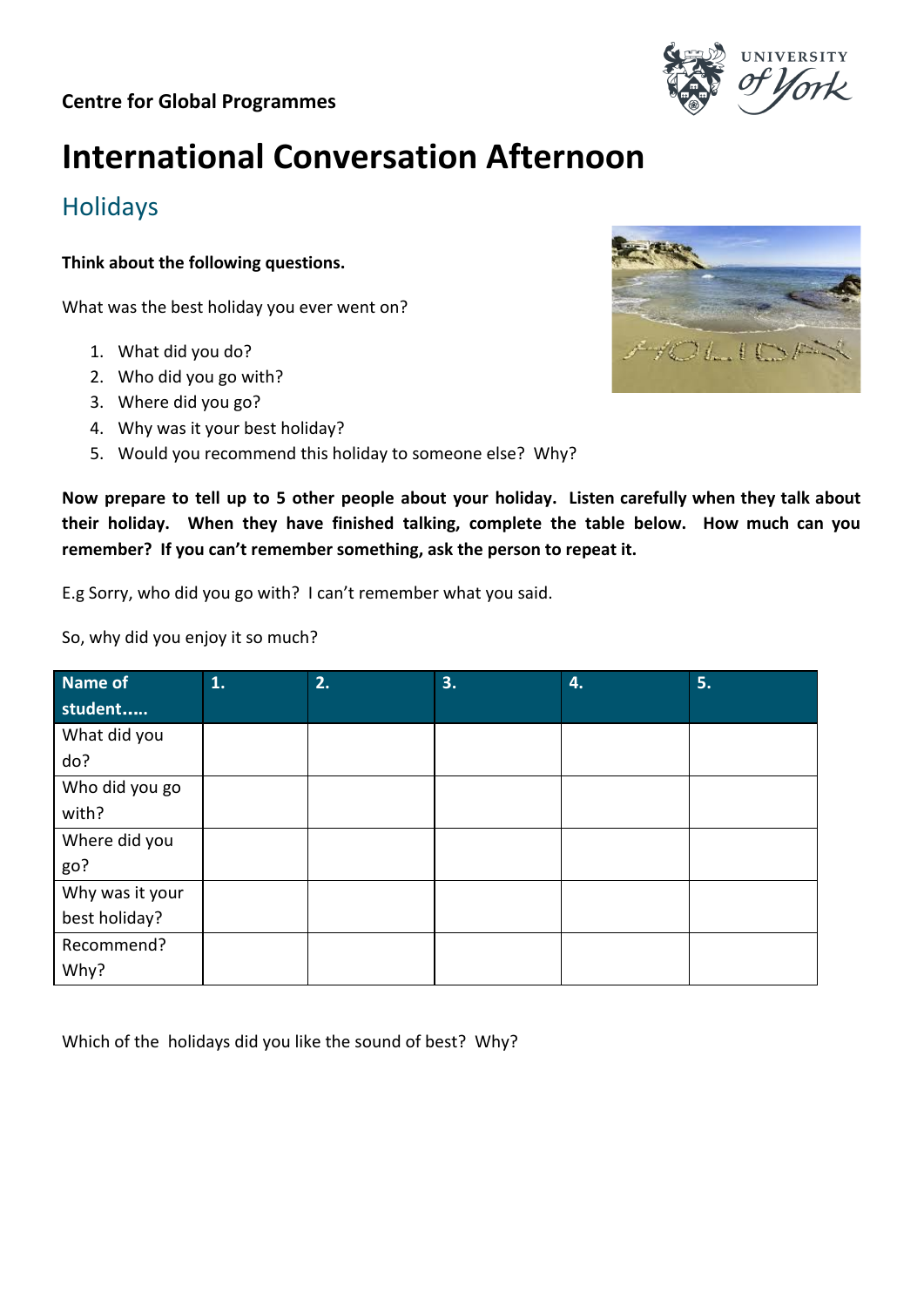**Centre for Global Programmes**

# International Conversation Afternoon

## Holidays

**Think about the following questions.**

What was the best holiday you ever went on?

1. What did you do?
2. Who did you go with?
3. Where did you go?
4. Why was it your best holiday?
5. Would you recommend this holiday to someone else? Why?

**Now prepare to tell up to 5 other people about your holiday. Listen carefully when they talk about their holiday. When they have finished talking, complete the table below. How much can you remember? If you can't remember something, ask the person to repeat it.**

E.g Sorry, who did you go with? I can't remember what you said.

So, why did you enjoy it so much?

| Name of student….. | 1. | 2. | 3. | 4. | 5. |
|---|---|---|---|---|---|
| What did you do? | | | | | |
| Who did you go with? | | | | | |
| Where did you go? | | | | | |
| Why was it your best holiday? | | | | | |
| Recommend? Why? | | | | | |

Which of the holidays did you like the sound of best? Why?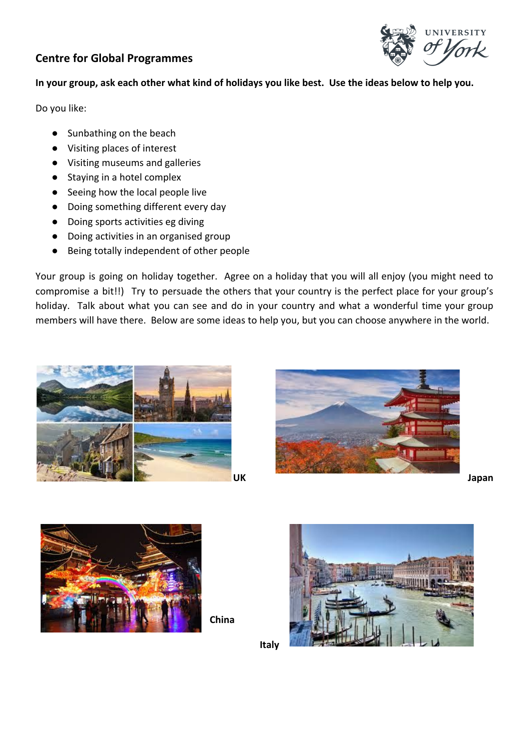## Centre for Global Programmes

**In your group, ask each other what kind of holidays you like best. Use the ideas below to help you.**

Do you like:

- Sunbathing on the beach
- Visiting places of interest
- Visiting museums and galleries
- Staying in a hotel complex
- Seeing how the local people live
- Doing something different every day
- Doing sports activities eg diving
- Doing activities in an organised group
- Being totally independent of other people

Your group is going on holiday together. Agree on a holiday that you will all enjoy (you might need to compromise a bit!!) Try to persuade the others that your country is the perfect place for your group's holiday. Talk about what you can see and do in your country and what a wonderful time your group members will have there. Below are some ideas to help you, but you can choose anywhere in the world.

**UK**

**Japan**

**China**

**Italy**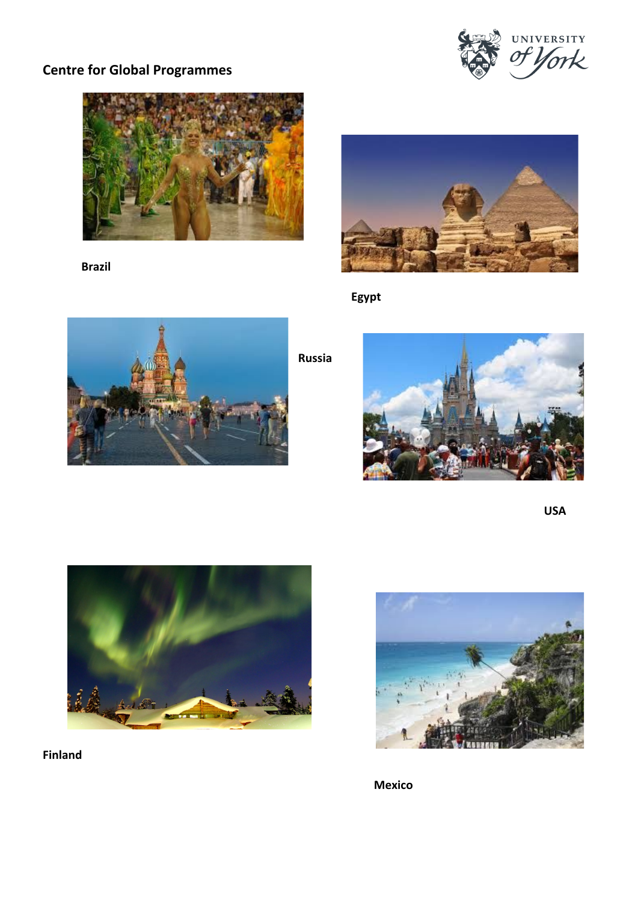## Centre for Global Programmes

Brazil

Egypt

Russia

USA

Finland

Mexico